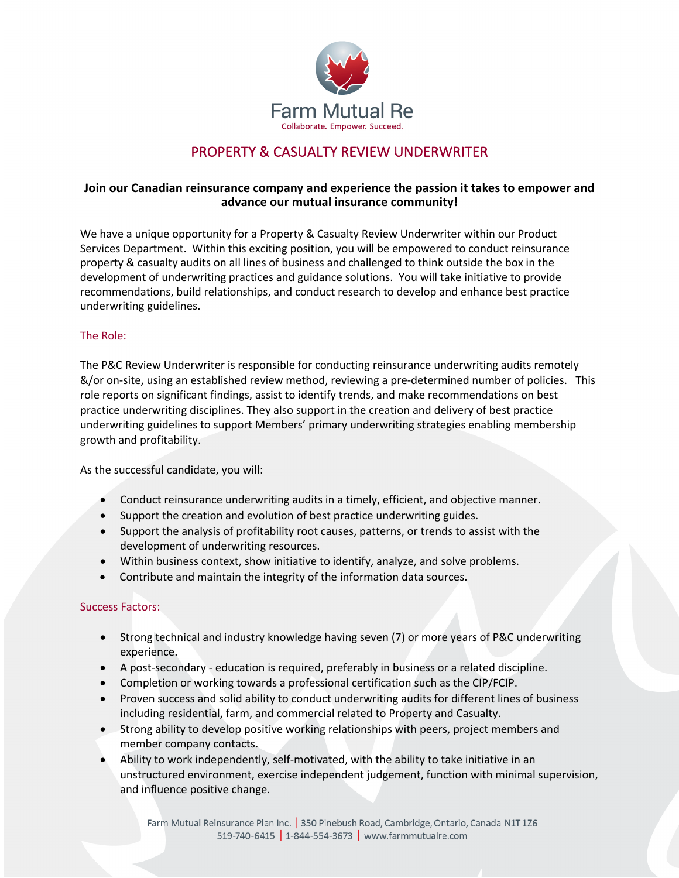Farm Mutual Re

Collaborate. Empower. Succeed.

# PROPERTY & CASUALTY REVIEW UNDERWRITER

**Join our Canadian reinsurance company and experience the passion it takes to empower and advance our mutual insurance community!**

We have a unique opportunity for a Property & Casualty Review Underwriter within our Product Services Department. Within this exciting position, you will be empowered to conduct reinsurance property & casualty audits on all lines of business and challenged to think outside the box in the development of underwriting practices and guidance solutions. You will take initiative to provide recommendations, build relationships, and conduct research to develop and enhance best practice underwriting guidelines.

## The Role:

The P&C Review Underwriter is responsible for conducting reinsurance underwriting audits remotely &/or on-site, using an established review method, reviewing a pre-determined number of policies. This role reports on significant findings, assist to identify trends, and make recommendations on best practice underwriting disciplines. They also support in the creation and delivery of best practice underwriting guidelines to support Members' primary underwriting strategies enabling membership growth and profitability.

As the successful candidate, you will:

- Conduct reinsurance underwriting audits in a timely, efficient, and objective manner.
- Support the creation and evolution of best practice underwriting guides.
- Support the analysis of profitability root causes, patterns, or trends to assist with the development of underwriting resources.
- Within business context, show initiative to identify, analyze, and solve problems.
- Contribute and maintain the integrity of the information data sources.

## Success Factors:

- Strong technical and industry knowledge having seven (7) or more years of P&C underwriting experience.
- A post-secondary - education is required, preferably in business or a related discipline.
- Completion or working towards a professional certification such as the CIP/FCIP.
- Proven success and solid ability to conduct underwriting audits for different lines of business including residential, farm, and commercial related to Property and Casualty.
- Strong ability to develop positive working relationships with peers, project members and member company contacts.
- Ability to work independently, self-motivated, with the ability to take initiative in an unstructured environment, exercise independent judgement, function with minimal supervision, and influence positive change.

Farm Mutual Reinsurance Plan Inc. | 350 Pinebush Road, Cambridge, Ontario, Canada N1T 1Z6
519-740-6415 | 1-844-554-3673 | www.farmmutualre.com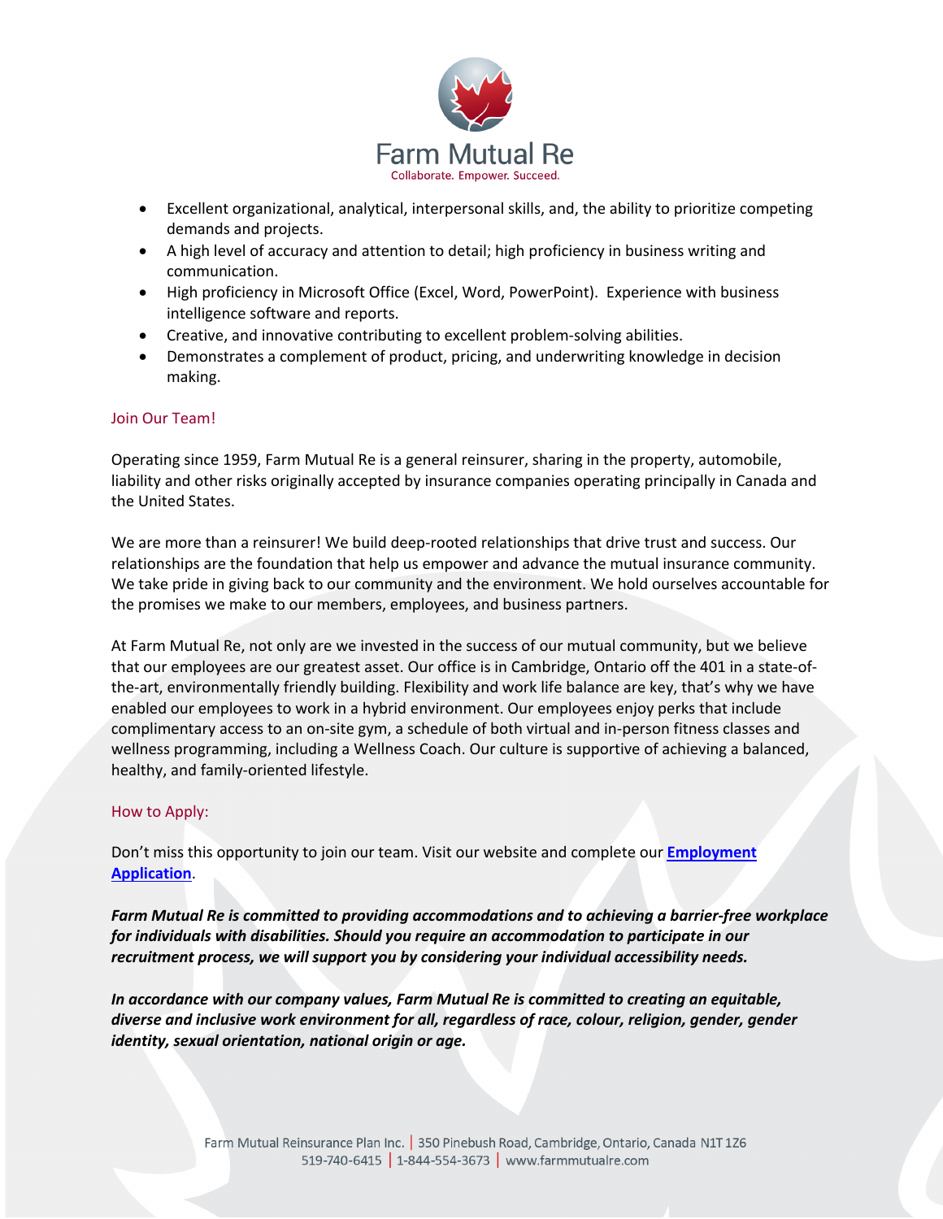- Excellent organizational, analytical, interpersonal skills, and, the ability to prioritize competing demands and projects.
- A high level of accuracy and attention to detail; high proficiency in business writing and communication.
- High proficiency in Microsoft Office (Excel, Word, PowerPoint). Experience with business intelligence software and reports.
- Creative, and innovative contributing to excellent problem-solving abilities.
- Demonstrates a complement of product, pricing, and underwriting knowledge in decision making.

## Join Our Team!

Operating since 1959, Farm Mutual Re is a general reinsurer, sharing in the property, automobile, liability and other risks originally accepted by insurance companies operating principally in Canada and the United States.

We are more than a reinsurer! We build deep-rooted relationships that drive trust and success. Our relationships are the foundation that help us empower and advance the mutual insurance community. We take pride in giving back to our community and the environment. We hold ourselves accountable for the promises we make to our members, employees, and business partners.

At Farm Mutual Re, not only are we invested in the success of our mutual community, but we believe that our employees are our greatest asset. Our office is in Cambridge, Ontario off the 401 in a state-of-the-art, environmentally friendly building. Flexibility and work life balance are key, that's why we have enabled our employees to work in a hybrid environment. Our employees enjoy perks that include complimentary access to an on-site gym, a schedule of both virtual and in-person fitness classes and wellness programming, including a Wellness Coach. Our culture is supportive of achieving a balanced, healthy, and family-oriented lifestyle.

## How to Apply:

Don't miss this opportunity to join our team. Visit our website and complete our **Employment Application**.

***Farm Mutual Re is committed to providing accommodations and to achieving a barrier-free workplace for individuals with disabilities. Should you require an accommodation to participate in our recruitment process, we will support you by considering your individual accessibility needs.***

***In accordance with our company values, Farm Mutual Re is committed to creating an equitable, diverse and inclusive work environment for all, regardless of race, colour, religion, gender, gender identity, sexual orientation, national origin or age.***